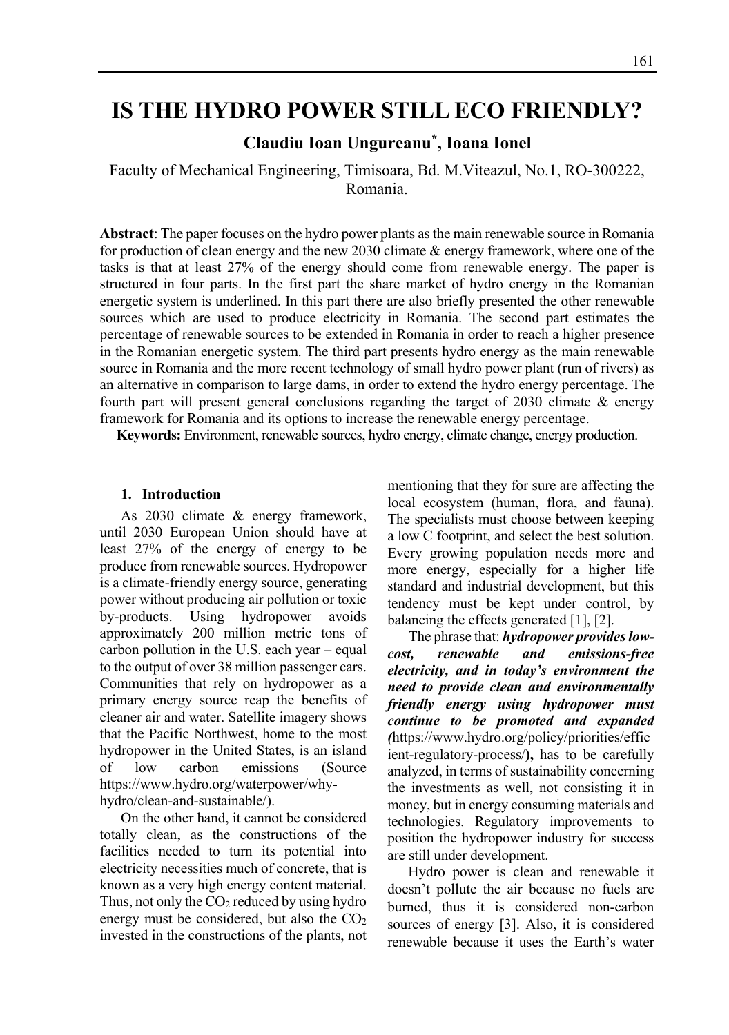# IS THE HYDRO POWER STILL ECO FRIENDLY?

**Claudiu Ioan Ungureanu*, Ioana Ionel**

Faculty of Mechanical Engineering, Timisoara, Bd. M.Viteazul, No.1, RO-300222, Romania.

**Abstract**: The paper focuses on the hydro power plants as the main renewable source in Romania for production of clean energy and the new 2030 climate & energy framework, where one of the tasks is that at least 27% of the energy should come from renewable energy. The paper is structured in four parts. In the first part the share market of hydro energy in the Romanian energetic system is underlined. In this part there are also briefly presented the other renewable sources which are used to produce electricity in Romania. The second part estimates the percentage of renewable sources to be extended in Romania in order to reach a higher presence in the Romanian energetic system. The third part presents hydro energy as the main renewable source in Romania and the more recent technology of small hydro power plant (run of rivers) as an alternative in comparison to large dams, in order to extend the hydro energy percentage. The fourth part will present general conclusions regarding the target of 2030 climate & energy framework for Romania and its options to increase the renewable energy percentage.

**Keywords:** Environment, renewable sources, hydro energy, climate change, energy production.

## 1. Introduction

As 2030 climate & energy framework, until 2030 European Union should have at least 27% of the energy of energy to be produce from renewable sources. Hydropower is a climate-friendly energy source, generating power without producing air pollution or toxic by-products. Using hydropower avoids approximately 200 million metric tons of carbon pollution in the U.S. each year – equal to the output of over 38 million passenger cars. Communities that rely on hydropower as a primary energy source reap the benefits of cleaner air and water. Satellite imagery shows that the Pacific Northwest, home to the most hydropower in the United States, is an island of low carbon emissions (Source https://www.hydro.org/waterpower/why-hydro/clean-and-sustainable/).

On the other hand, it cannot be considered totally clean, as the constructions of the facilities needed to turn its potential into electricity necessities much of concrete, that is known as a very high energy content material. Thus, not only the $CO_2$ reduced by using hydro energy must be considered, but also the $CO_2$ invested in the constructions of the plants, not mentioning that they for sure are affecting the local ecosystem (human, flora, and fauna). The specialists must choose between keeping a low C footprint, and select the best solution. Every growing population needs more and more energy, especially for a higher life standard and industrial development, but this tendency must be kept under control, by balancing the effects generated [1], [2].

The phrase that: ***hydropower provides low-cost, renewable and emissions-free electricity, and in today's environment the need to provide clean and environmentally friendly energy using hydropower must continue to be promoted and expanded (***https://www.hydro.org/policy/priorities/efficient-regulatory-process/**),** has to be carefully analyzed, in terms of sustainability concerning the investments as well, not consisting it in money, but in energy consuming materials and technologies. Regulatory improvements to position the hydropower industry for success are still under development.

Hydro power is clean and renewable it doesn't pollute the air because no fuels are burned, thus it is considered non-carbon sources of energy [3]. Also, it is considered renewable because it uses the Earth's water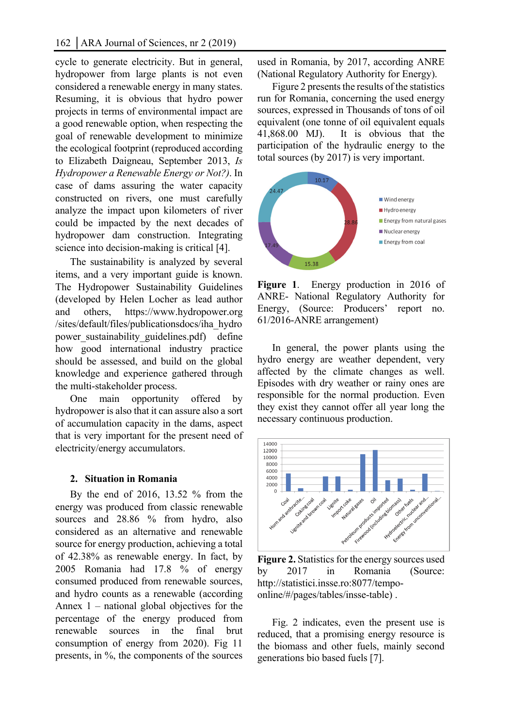cycle to generate electricity. But in general, hydropower from large plants is not even considered a renewable energy in many states. Resuming, it is obvious that hydro power projects in terms of environmental impact are a good renewable option, when respecting the goal of renewable development to minimize the ecological footprint (reproduced according to Elizabeth Daigneau, September 2013, *Is Hydropower a Renewable Energy or Not?)*. In case of dams assuring the water capacity constructed on rivers, one must carefully analyze the impact upon kilometers of river could be impacted by the next decades of hydropower dam construction. Integrating science into decision-making is critical [4].

The sustainability is analyzed by several items, and a very important guide is known. The Hydropower Sustainability Guidelines (developed by Helen Locher as lead author and others, https://www.hydropower.org /sites/default/files/publicationsdocs/iha_hydropower_sustainability_guidelines.pdf) define how good international industry practice should be assessed, and build on the global knowledge and experience gathered through the multi-stakeholder process.

One main opportunity offered by hydropower is also that it can assure also a sort of accumulation capacity in the dams, aspect that is very important for the present need of electricity/energy accumulators.

## 2. Situation in Romania

By the end of 2016, 13.52 % from the energy was produced from classic renewable sources and 28.86 % from hydro, also considered as an alternative and renewable source for energy production, achieving a total of 42.38% as renewable energy. In fact, by 2005 Romania had 17.8 % of energy consumed produced from renewable sources, and hydro counts as a renewable (according Annex 1 – national global objectives for the percentage of the energy produced from renewable sources in the final brut consumption of energy from 2020). Fig 11 presents, in %, the components of the sources used in Romania, by 2017, according ANRE (National Regulatory Authority for Energy).

Figure 2 presents the results of the statistics run for Romania, concerning the used energy sources, expressed in Thousands of tons of oil equivalent (one tonne of oil equivalent equals 41,868.00 MJ). It is obvious that the participation of the hydraulic energy to the total sources (by 2017) is very important.

**Figure 1.** Energy production in 2016 of ANRE- National Regulatory Authority for Energy, (Source: Producers' report no. 61/2016-ANRE arrangement)

In general, the power plants using the hydro energy are weather dependent, very affected by the climate changes as well. Episodes with dry weather or rainy ones are responsible for the normal production. Even they exist they cannot offer all year long the necessary continuous production.

**Figure 2.** Statistics for the energy sources used by 2017 in Romania (Source: http://statistici.insse.ro:8077/tempo-online/#/pages/tables/insse-table) .

Fig. 2 indicates, even the present use is reduced, that a promising energy resource is the biomass and other fuels, mainly second generations bio based fuels [7].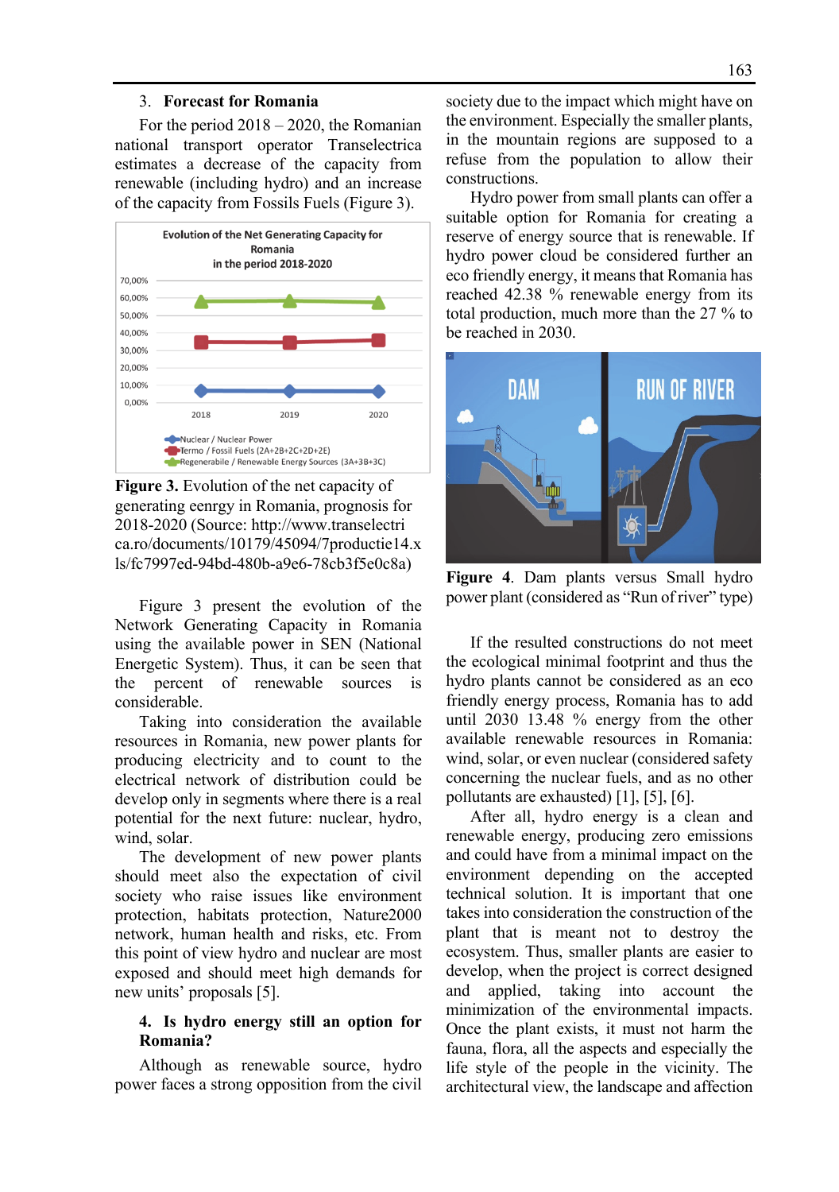## 3. Forecast for Romania

For the period 2018 – 2020, the Romanian national transport operator Transelectrica estimates a decrease of the capacity from renewable (including hydro) and an increase of the capacity from Fossils Fuels (Figure 3).

Figure 3. Evolution of the net capacity of generating eenrgy in Romania, prognosis for 2018-2020 (Source: http://www.transelectrica.ro/documents/10179/45094/7productie14.xls/fc7997ed-94bd-480b-a9e6-78cb3f5e0c8a)

Figure 3 present the evolution of the Network Generating Capacity in Romania using the available power in SEN (National Energetic System). Thus, it can be seen that the percent of renewable sources is considerable.

Taking into consideration the available resources in Romania, new power plants for producing electricity and to count to the electrical network of distribution could be develop only in segments where there is a real potential for the next future: nuclear, hydro, wind, solar.

The development of new power plants should meet also the expectation of civil society who raise issues like environment protection, habitats protection, Nature2000 network, human health and risks, etc. From this point of view hydro and nuclear are most exposed and should meet high demands for new units' proposals [5].

## 4. Is hydro energy still an option for Romania?

Although as renewable source, hydro power faces a strong opposition from the civil society due to the impact which might have on the environment. Especially the smaller plants, in the mountain regions are supposed to a refuse from the population to allow their constructions.

Hydro power from small plants can offer a suitable option for Romania for creating a reserve of energy source that is renewable. If hydro power cloud be considered further an eco friendly energy, it means that Romania has reached 42.38 % renewable energy from its total production, much more than the 27 % to be reached in 2030.

**Figure 4**. Dam plants versus Small hydro power plant (considered as "Run of river" type)

If the resulted constructions do not meet the ecological minimal footprint and thus the hydro plants cannot be considered as an eco friendly energy process, Romania has to add until 2030 13.48 % energy from the other available renewable resources in Romania: wind, solar, or even nuclear (considered safety concerning the nuclear fuels, and as no other pollutants are exhausted) [1], [5], [6].

After all, hydro energy is a clean and renewable energy, producing zero emissions and could have from a minimal impact on the environment depending on the accepted technical solution. It is important that one takes into consideration the construction of the plant that is meant not to destroy the ecosystem. Thus, smaller plants are easier to develop, when the project is correct designed and applied, taking into account the minimization of the environmental impacts. Once the plant exists, it must not harm the fauna, flora, all the aspects and especially the life style of the people in the vicinity. The architectural view, the landscape and affection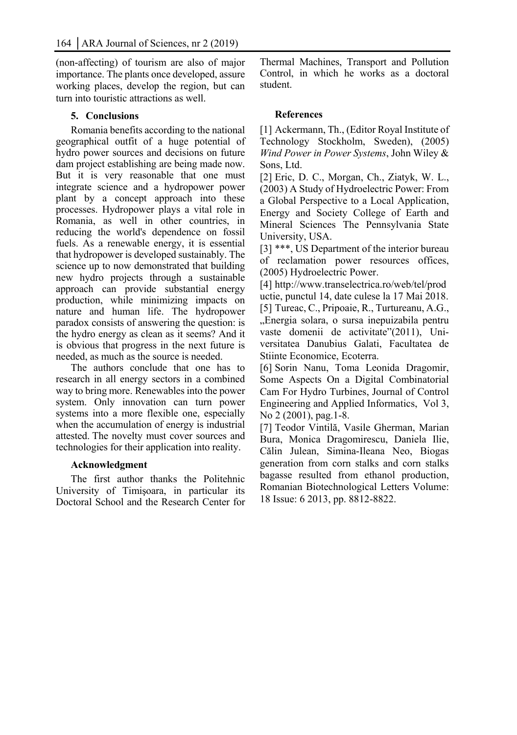(non-affecting) of tourism are also of major importance. The plants once developed, assure working places, develop the region, but can turn into touristic attractions as well.

## 5. Conclusions

Romania benefits according to the national geographical outfit of a huge potential of hydro power sources and decisions on future dam project establishing are being made now. But it is very reasonable that one must integrate science and a hydropower power plant by a concept approach into these processes. Hydropower plays a vital role in Romania, as well in other countries, in reducing the world's dependence on fossil fuels. As a renewable energy, it is essential that hydropower is developed sustainably. The science up to now demonstrated that building new hydro projects through a sustainable approach can provide substantial energy production, while minimizing impacts on nature and human life. The hydropower paradox consists of answering the question: is the hydro energy as clean as it seems? And it is obvious that progress in the next future is needed, as much as the source is needed.

The authors conclude that one has to research in all energy sectors in a combined way to bring more. Renewables into the power system. Only innovation can turn power systems into a more flexible one, especially when the accumulation of energy is industrial attested. The novelty must cover sources and technologies for their application into reality.

## Acknowledgment

The first author thanks the Politehnic University of Timişoara, in particular its Doctoral School and the Research Center for Thermal Machines, Transport and Pollution Control, in which he works as a doctoral student.

## References

[1] Ackermann, Th., (Editor Royal Institute of Technology Stockholm, Sweden), (2005) *Wind Power in Power Systems*, John Wiley & Sons, Ltd.

[2] Eric, D. C., Morgan, Ch., Ziatyk, W. L., (2003) A Study of Hydroelectric Power: From a Global Perspective to a Local Application, Energy and Society College of Earth and Mineral Sciences The Pennsylvania State University, USA.

[3] ***, US Department of the interior bureau of reclamation power resources offices, (2005) Hydroelectric Power.

[4] http://www.transelectrica.ro/web/tel/productie, punctul 14, date culese la 17 Mai 2018.

[5] Tureac, C., Pripoaie, R., Turtureanu, A.G., „Energia solara, o sursa inepuizabila pentru vaste domenii de activitate"(2011), Universitatea Danubius Galati, Facultatea de Stiinte Economice, Ecoterra.

[6] Sorin Nanu, Toma Leonida Dragomir, Some Aspects On a Digital Combinatorial Cam For Hydro Turbines, Journal of Control Engineering and Applied Informatics, Vol 3, No 2 (2001), pag.1-8.

[7] Teodor Vintilă, Vasile Gherman, Marian Bura, Monica Dragomirescu, Daniela Ilie, Călin Julean, Simina-Ileana Neo, Biogas generation from corn stalks and corn stalks bagasse resulted from ethanol production, Romanian Biotechnological Letters Volume: 18 Issue: 6 2013, pp. 8812-8822.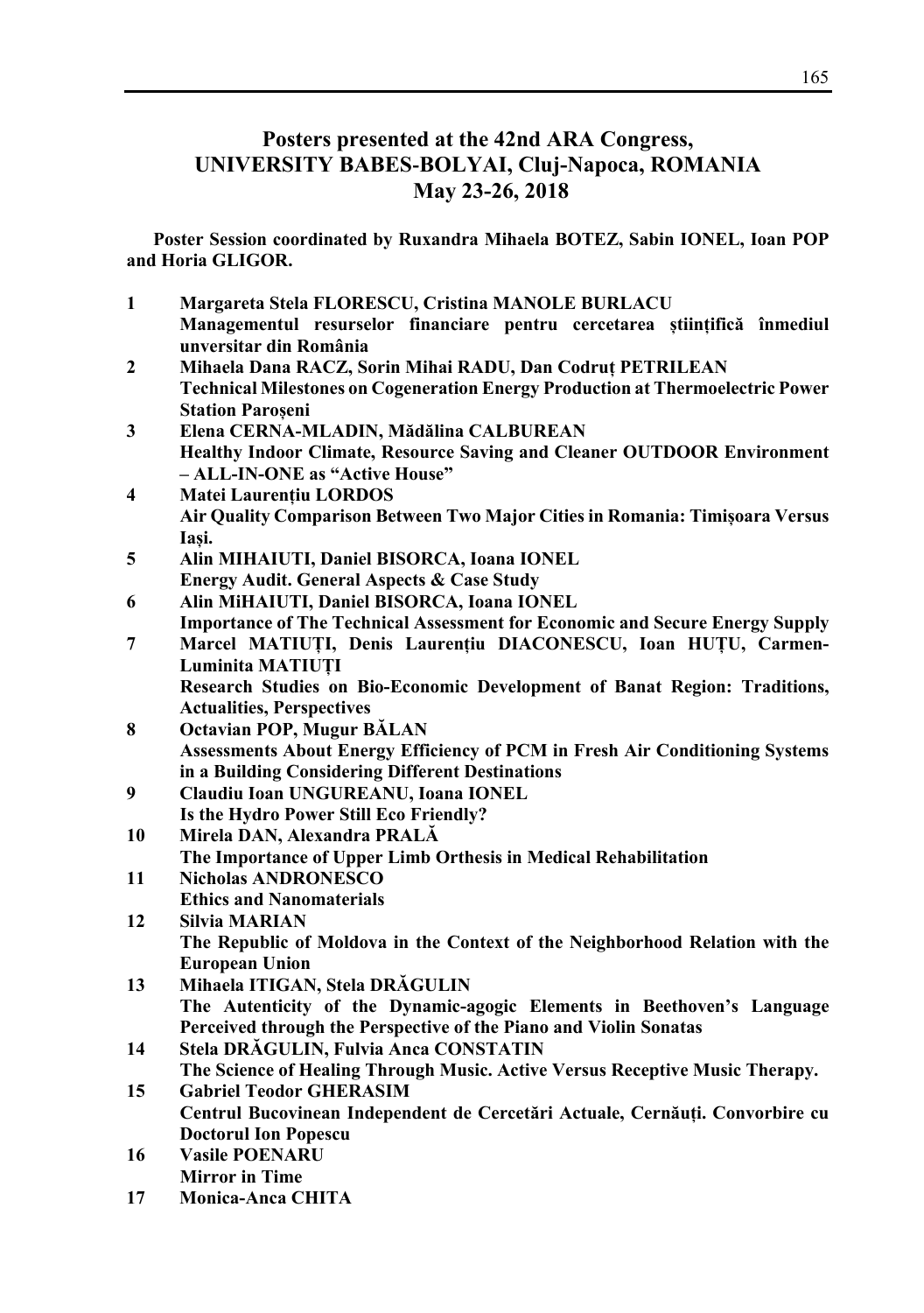# Posters presented at the 42nd ARA Congress, UNIVERSITY BABES-BOLYAI, Cluj-Napoca, ROMANIA May 23-26, 2018

**Poster Session coordinated by Ruxandra Mihaela BOTEZ, Sabin IONEL, Ioan POP and Horia GLIGOR.**

1. **Margareta Stela FLORESCU, Cristina MANOLE BURLACU**
   **Managementul resurselor financiare pentru cercetarea științifică înmediul unversitar din România**
2. **Mihaela Dana RACZ, Sorin Mihai RADU, Dan Codruț PETRILEAN**
   **Technical Milestones on Cogeneration Energy Production at Thermoelectric Power Station Paroșeni**
3. **Elena CERNA-MLADIN, Mădălina CALBUREAN**
   **Healthy Indoor Climate, Resource Saving and Cleaner OUTDOOR Environment – ALL-IN-ONE as "Active House"**
4. **Matei Laurențiu LORDOS**
   **Air Quality Comparison Between Two Major Cities in Romania: Timișoara Versus Iași.**
5. **Alin MIHAIUTI, Daniel BISORCA, Ioana IONEL**
   **Energy Audit. General Aspects & Case Study**
6. **Alin MiHAIUTI, Daniel BISORCA, Ioana IONEL**
   **Importance of The Technical Assessment for Economic and Secure Energy Supply**
7. **Marcel MATIUȚI, Denis Laurențiu DIACONESCU, Ioan HUȚU, Carmen-Luminita MATIUȚI**
   **Research Studies on Bio-Economic Development of Banat Region: Traditions, Actualities, Perspectives**
8. **Octavian POP, Mugur BĂLAN**
   **Assessments About Energy Efficiency of PCM in Fresh Air Conditioning Systems in a Building Considering Different Destinations**
9. **Claudiu Ioan UNGUREANU, Ioana IONEL**
   **Is the Hydro Power Still Eco Friendly?**
10. **Mirela DAN, Alexandra PRALĂ**
    **The Importance of Upper Limb Orthesis in Medical Rehabilitation**
11. **Nicholas ANDRONESCO**
    **Ethics and Nanomaterials**
12. **Silvia MARIAN**
    **The Republic of Moldova in the Context of the Neighborhood Relation with the European Union**
13. **Mihaela ITIGAN, Stela DRĂGULIN**
    **The Autenticity of the Dynamic-agogic Elements in Beethoven's Language Perceived through the Perspective of the Piano and Violin Sonatas**
14. **Stela DRĂGULIN, Fulvia Anca CONSTATIN**
    **The Science of Healing Through Music. Active Versus Receptive Music Therapy.**
15. **Gabriel Teodor GHERASIM**
    **Centrul Bucovinean Independent de Cercetări Actuale, Cernăuți. Convorbire cu Doctorul Ion Popescu**
16. **Vasile POENARU**
    **Mirror in Time**
17. **Monica-Anca CHITA**